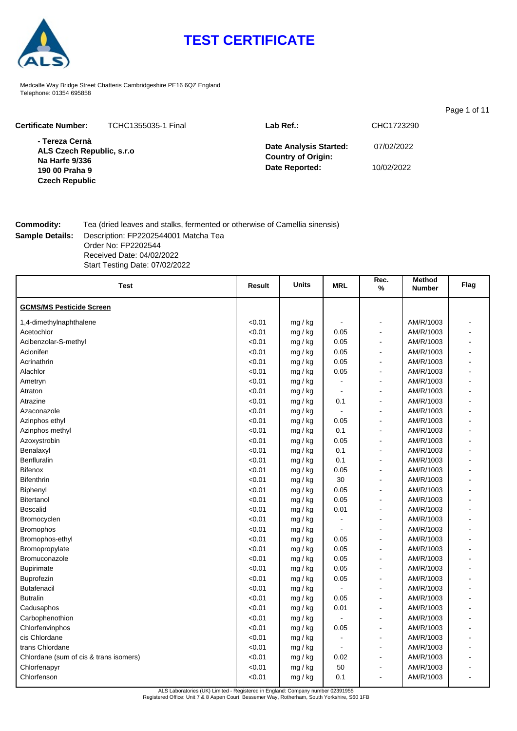# TEST CERTIFICATE

Medcalfe Way Bridge Street Chatteris Cambridgeshire PE16 6QZ England
Telephone: 01354 695858

**Certificate Number:** TCHC1355035-1 Final

**- Tereza Cernà**
**ALS Czech Republic, s.r.o**
**Na Harfe 9/336**
**190 00 Praha 9**
**Czech Republic**

**Lab Ref.:** CHC1723290

**Date Analysis Started:** 07/02/2022
**Country of Origin:**
**Date Reported:** 10/02/2022

**Commodity:** Tea (dried leaves and stalks, fermented or otherwise of Camellia sinensis)

**Sample Details:** Description: FP2202544001 Matcha Tea
Order No: FP2202544
Received Date: 04/02/2022
Start Testing Date: 07/02/2022

| Test | Result | Units | MRL | Rec. % | Method Number | Flag |
|---|---|---|---|---|---|---|
| **GCMS/MS Pesticide Screen** | | | | | | |
| 1,4-dimethylnaphthalene | <0.01 | mg / kg | - | - | AM/R/1003 | - |
| Acetochlor | <0.01 | mg / kg | 0.05 | - | AM/R/1003 | - |
| Acibenzolar-S-methyl | <0.01 | mg / kg | 0.05 | - | AM/R/1003 | - |
| Aclonifen | <0.01 | mg / kg | 0.05 | - | AM/R/1003 | - |
| Acrinathrin | <0.01 | mg / kg | 0.05 | - | AM/R/1003 | - |
| Alachlor | <0.01 | mg / kg | 0.05 | - | AM/R/1003 | - |
| Ametryn | <0.01 | mg / kg | - | - | AM/R/1003 | - |
| Atraton | <0.01 | mg / kg | - | - | AM/R/1003 | - |
| Atrazine | <0.01 | mg / kg | 0.1 | - | AM/R/1003 | - |
| Azaconazole | <0.01 | mg / kg | - | - | AM/R/1003 | - |
| Azinphos ethyl | <0.01 | mg / kg | 0.05 | - | AM/R/1003 | - |
| Azinphos methyl | <0.01 | mg / kg | 0.1 | - | AM/R/1003 | - |
| Azoxystrobin | <0.01 | mg / kg | 0.05 | - | AM/R/1003 | - |
| Benalaxyl | <0.01 | mg / kg | 0.1 | - | AM/R/1003 | - |
| Benfluralin | <0.01 | mg / kg | 0.1 | - | AM/R/1003 | - |
| Bifenox | <0.01 | mg / kg | 0.05 | - | AM/R/1003 | - |
| Bifenthrin | <0.01 | mg / kg | 30 | - | AM/R/1003 | - |
| Biphenyl | <0.01 | mg / kg | 0.05 | - | AM/R/1003 | - |
| Bitertanol | <0.01 | mg / kg | 0.05 | - | AM/R/1003 | - |
| Boscalid | <0.01 | mg / kg | 0.01 | - | AM/R/1003 | - |
| Bromocyclen | <0.01 | mg / kg | - | - | AM/R/1003 | - |
| Bromophos | <0.01 | mg / kg | - | - | AM/R/1003 | - |
| Bromophos-ethyl | <0.01 | mg / kg | 0.05 | - | AM/R/1003 | - |
| Bromopropylate | <0.01 | mg / kg | 0.05 | - | AM/R/1003 | - |
| Bromuconazole | <0.01 | mg / kg | 0.05 | - | AM/R/1003 | - |
| Bupirimate | <0.01 | mg / kg | 0.05 | - | AM/R/1003 | - |
| Buprofezin | <0.01 | mg / kg | 0.05 | - | AM/R/1003 | - |
| Butafenacil | <0.01 | mg / kg | - | - | AM/R/1003 | - |
| Butralin | <0.01 | mg / kg | 0.05 | - | AM/R/1003 | - |
| Cadusaphos | <0.01 | mg / kg | 0.01 | - | AM/R/1003 | - |
| Carbophenothion | <0.01 | mg / kg | - | - | AM/R/1003 | - |
| Chlorfenvinphos | <0.01 | mg / kg | 0.05 | - | AM/R/1003 | - |
| cis Chlordane | <0.01 | mg / kg | - | - | AM/R/1003 | - |
| trans Chlordane | <0.01 | mg / kg | - | - | AM/R/1003 | - |
| Chlordane (sum of cis & trans isomers) | <0.01 | mg / kg | 0.02 | - | AM/R/1003 | - |
| Chlorfenapyr | <0.01 | mg / kg | 50 | - | AM/R/1003 | - |
| Chlorfenson | <0.01 | mg / kg | 0.1 | - | AM/R/1003 | - |

ALS Laboratories (UK) Limited - Registered in England: Company number 02391955
Registered Office: Unit 7 & 8 Aspen Court, Bessemer Way, Rotherham, South Yorkshire, S60 1FB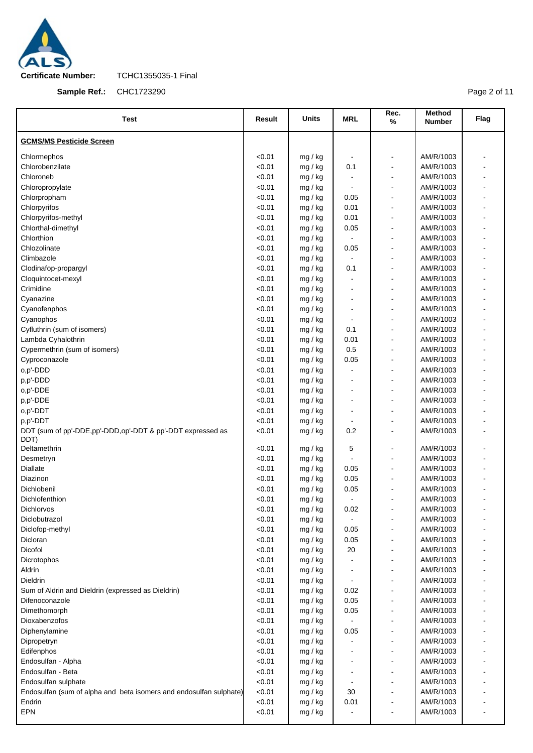**Certificate Number:** TCHC1355035-1 Final

**Sample Ref.:** CHC1723290

| Test | Result | Units | MRL | Rec. % | Method Number | Flag |
|---|---|---|---|---|---|---|
| **GCMS/MS Pesticide Screen** | | | | | | |
| Chlormephos | <0.01 | mg / kg | - | - | AM/R/1003 | - |
| Chlorobenzilate | <0.01 | mg / kg | 0.1 | - | AM/R/1003 | - |
| Chloroneb | <0.01 | mg / kg | - | - | AM/R/1003 | - |
| Chloropropylate | <0.01 | mg / kg | - | - | AM/R/1003 | - |
| Chlorpropham | <0.01 | mg / kg | 0.05 | - | AM/R/1003 | - |
| Chlorpyrifos | <0.01 | mg / kg | 0.01 | - | AM/R/1003 | - |
| Chlorpyrifos-methyl | <0.01 | mg / kg | 0.01 | - | AM/R/1003 | - |
| Chlorthal-dimethyl | <0.01 | mg / kg | 0.05 | - | AM/R/1003 | - |
| Chlorthion | <0.01 | mg / kg | - | - | AM/R/1003 | - |
| Chlozolinate | <0.01 | mg / kg | 0.05 | - | AM/R/1003 | - |
| Climbazole | <0.01 | mg / kg | - | - | AM/R/1003 | - |
| Clodinafop-propargyl | <0.01 | mg / kg | 0.1 | - | AM/R/1003 | - |
| Cloquintocet-mexyl | <0.01 | mg / kg | - | - | AM/R/1003 | - |
| Crimidine | <0.01 | mg / kg | - | - | AM/R/1003 | - |
| Cyanazine | <0.01 | mg / kg | - | - | AM/R/1003 | - |
| Cyanofenphos | <0.01 | mg / kg | - | - | AM/R/1003 | - |
| Cyanophos | <0.01 | mg / kg | - | - | AM/R/1003 | - |
| Cyfluthrin (sum of isomers) | <0.01 | mg / kg | 0.1 | - | AM/R/1003 | - |
| Lambda Cyhalothrin | <0.01 | mg / kg | 0.01 | - | AM/R/1003 | - |
| Cypermethrin (sum of isomers) | <0.01 | mg / kg | 0.5 | - | AM/R/1003 | - |
| Cyproconazole | <0.01 | mg / kg | 0.05 | - | AM/R/1003 | - |
| o,p'-DDD | <0.01 | mg / kg | - | - | AM/R/1003 | - |
| p,p'-DDD | <0.01 | mg / kg | - | - | AM/R/1003 | - |
| o,p'-DDE | <0.01 | mg / kg | - | - | AM/R/1003 | - |
| p,p'-DDE | <0.01 | mg / kg | - | - | AM/R/1003 | - |
| o,p'-DDT | <0.01 | mg / kg | - | - | AM/R/1003 | - |
| p,p'-DDT | <0.01 | mg / kg | - | - | AM/R/1003 | - |
| DDT (sum of pp'-DDE,pp'-DDD,op'-DDT & pp'-DDT expressed as DDT) | <0.01 | mg / kg | 0.2 | - | AM/R/1003 | - |
| Deltamethrin | <0.01 | mg / kg | 5 | - | AM/R/1003 | - |
| Desmetryn | <0.01 | mg / kg | - | - | AM/R/1003 | - |
| Diallate | <0.01 | mg / kg | 0.05 | - | AM/R/1003 | - |
| Diazinon | <0.01 | mg / kg | 0.05 | - | AM/R/1003 | - |
| Dichlobenil | <0.01 | mg / kg | 0.05 | - | AM/R/1003 | - |
| Dichlofenthion | <0.01 | mg / kg | - | - | AM/R/1003 | - |
| Dichlorvos | <0.01 | mg / kg | 0.02 | - | AM/R/1003 | - |
| Diclobutrazol | <0.01 | mg / kg | - | - | AM/R/1003 | - |
| Diclofop-methyl | <0.01 | mg / kg | 0.05 | - | AM/R/1003 | - |
| Dicloran | <0.01 | mg / kg | 0.05 | - | AM/R/1003 | - |
| Dicofol | <0.01 | mg / kg | 20 | - | AM/R/1003 | - |
| Dicrotophos | <0.01 | mg / kg | - | - | AM/R/1003 | - |
| Aldrin | <0.01 | mg / kg | - | - | AM/R/1003 | - |
| Dieldrin | <0.01 | mg / kg | - | - | AM/R/1003 | - |
| Sum of Aldrin and Dieldrin (expressed as Dieldrin) | <0.01 | mg / kg | 0.02 | - | AM/R/1003 | - |
| Difenoconazole | <0.01 | mg / kg | 0.05 | - | AM/R/1003 | - |
| Dimethomorph | <0.01 | mg / kg | 0.05 | - | AM/R/1003 | - |
| Dioxabenzofos | <0.01 | mg / kg | - | - | AM/R/1003 | - |
| Diphenylamine | <0.01 | mg / kg | 0.05 | - | AM/R/1003 | - |
| Dipropetryn | <0.01 | mg / kg | - | - | AM/R/1003 | - |
| Edifenphos | <0.01 | mg / kg | - | - | AM/R/1003 | - |
| Endosulfan - Alpha | <0.01 | mg / kg | - | - | AM/R/1003 | - |
| Endosulfan - Beta | <0.01 | mg / kg | - | - | AM/R/1003 | - |
| Endosulfan sulphate | <0.01 | mg / kg | - | - | AM/R/1003 | - |
| Endosulfan (sum of alpha and beta isomers and endosulfan sulphate) | <0.01 | mg / kg | 30 | - | AM/R/1003 | - |
| Endrin | <0.01 | mg / kg | 0.01 | - | AM/R/1003 | - |
| EPN | <0.01 | mg / kg | - | - | AM/R/1003 | - |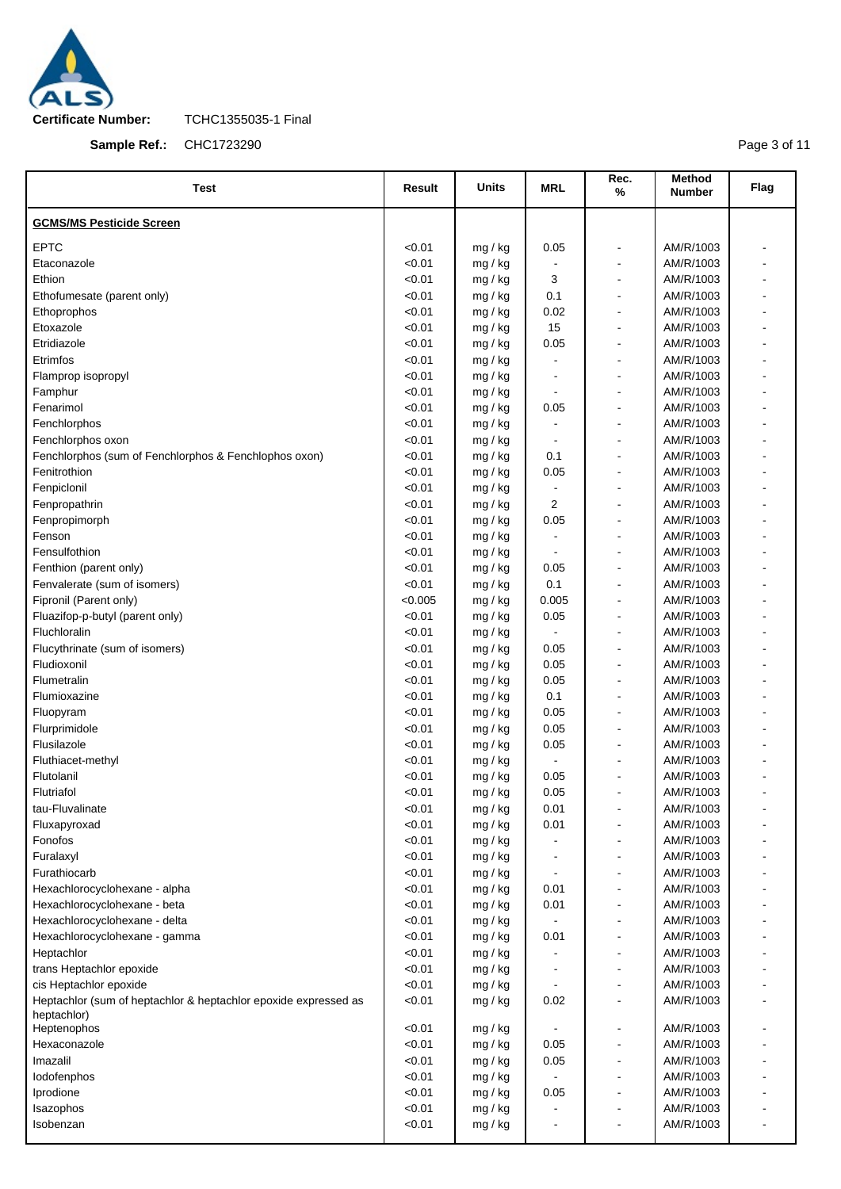**Certificate Number:** TCHC1355035-1 Final

**Sample Ref.:** CHC1723290

| Test | Result | Units | MRL | Rec. % | Method Number | Flag |
|---|---|---|---|---|---|---|
| **GCMS/MS Pesticide Screen** | | | | | | |
| EPTC | <0.01 | mg / kg | 0.05 | - | AM/R/1003 | - |
| Etaconazole | <0.01 | mg / kg | - | - | AM/R/1003 | - |
| Ethion | <0.01 | mg / kg | 3 | - | AM/R/1003 | - |
| Ethofumesate (parent only) | <0.01 | mg / kg | 0.1 | - | AM/R/1003 | - |
| Ethoprophos | <0.01 | mg / kg | 0.02 | - | AM/R/1003 | - |
| Etoxazole | <0.01 | mg / kg | 15 | - | AM/R/1003 | - |
| Etridiazole | <0.01 | mg / kg | 0.05 | - | AM/R/1003 | - |
| Etrimfos | <0.01 | mg / kg | - | - | AM/R/1003 | - |
| Flamprop isopropyl | <0.01 | mg / kg | - | - | AM/R/1003 | - |
| Famphur | <0.01 | mg / kg | - | - | AM/R/1003 | - |
| Fenarimol | <0.01 | mg / kg | 0.05 | - | AM/R/1003 | - |
| Fenchlorphos | <0.01 | mg / kg | - | - | AM/R/1003 | - |
| Fenchlorphos oxon | <0.01 | mg / kg | - | - | AM/R/1003 | - |
| Fenchlorphos (sum of Fenchlorphos & Fenchlophos oxon) | <0.01 | mg / kg | 0.1 | - | AM/R/1003 | - |
| Fenitrothion | <0.01 | mg / kg | 0.05 | - | AM/R/1003 | - |
| Fenpiclonil | <0.01 | mg / kg | - | - | AM/R/1003 | - |
| Fenpropathrin | <0.01 | mg / kg | 2 | - | AM/R/1003 | - |
| Fenpropimorph | <0.01 | mg / kg | 0.05 | - | AM/R/1003 | - |
| Fenson | <0.01 | mg / kg | - | - | AM/R/1003 | - |
| Fensulfothion | <0.01 | mg / kg | - | - | AM/R/1003 | - |
| Fenthion (parent only) | <0.01 | mg / kg | 0.05 | - | AM/R/1003 | - |
| Fenvalerate (sum of isomers) | <0.01 | mg / kg | 0.1 | - | AM/R/1003 | - |
| Fipronil (Parent only) | <0.005 | mg / kg | 0.005 | - | AM/R/1003 | - |
| Fluazifop-p-butyl (parent only) | <0.01 | mg / kg | 0.05 | - | AM/R/1003 | - |
| Fluchloralin | <0.01 | mg / kg | - | - | AM/R/1003 | - |
| Flucythrinate (sum of isomers) | <0.01 | mg / kg | 0.05 | - | AM/R/1003 | - |
| Fludioxonil | <0.01 | mg / kg | 0.05 | - | AM/R/1003 | - |
| Flumetralin | <0.01 | mg / kg | 0.05 | - | AM/R/1003 | - |
| Flumioxazine | <0.01 | mg / kg | 0.1 | - | AM/R/1003 | - |
| Fluopyram | <0.01 | mg / kg | 0.05 | - | AM/R/1003 | - |
| Flurprimidole | <0.01 | mg / kg | 0.05 | - | AM/R/1003 | - |
| Flusilazole | <0.01 | mg / kg | 0.05 | - | AM/R/1003 | - |
| Fluthiacet-methyl | <0.01 | mg / kg | - | - | AM/R/1003 | - |
| Flutolanil | <0.01 | mg / kg | 0.05 | - | AM/R/1003 | - |
| Flutriafol | <0.01 | mg / kg | 0.05 | - | AM/R/1003 | - |
| tau-Fluvalinate | <0.01 | mg / kg | 0.01 | - | AM/R/1003 | - |
| Fluxapyroxad | <0.01 | mg / kg | 0.01 | - | AM/R/1003 | - |
| Fonofos | <0.01 | mg / kg | - | - | AM/R/1003 | - |
| Furalaxyl | <0.01 | mg / kg | - | - | AM/R/1003 | - |
| Furathiocarb | <0.01 | mg / kg | - | - | AM/R/1003 | - |
| Hexachlorocyclohexane - alpha | <0.01 | mg / kg | 0.01 | - | AM/R/1003 | - |
| Hexachlorocyclohexane - beta | <0.01 | mg / kg | 0.01 | - | AM/R/1003 | - |
| Hexachlorocyclohexane - delta | <0.01 | mg / kg | - | - | AM/R/1003 | - |
| Hexachlorocyclohexane - gamma | <0.01 | mg / kg | 0.01 | - | AM/R/1003 | - |
| Heptachlor | <0.01 | mg / kg | - | - | AM/R/1003 | - |
| trans Heptachlor epoxide | <0.01 | mg / kg | - | - | AM/R/1003 | - |
| cis Heptachlor epoxide | <0.01 | mg / kg | - | - | AM/R/1003 | - |
| Heptachlor (sum of heptachlor & heptachlor epoxide expressed as heptachlor) | <0.01 | mg / kg | 0.02 | - | AM/R/1003 | - |
| Heptenophos | <0.01 | mg / kg | - | - | AM/R/1003 | - |
| Hexaconazole | <0.01 | mg / kg | 0.05 | - | AM/R/1003 | - |
| Imazalil | <0.01 | mg / kg | 0.05 | - | AM/R/1003 | - |
| Iodofenphos | <0.01 | mg / kg | - | - | AM/R/1003 | - |
| Iprodione | <0.01 | mg / kg | 0.05 | - | AM/R/1003 | - |
| Isazophos | <0.01 | mg / kg | - | - | AM/R/1003 | - |
| Isobenzan | <0.01 | mg / kg | - | - | AM/R/1003 | - |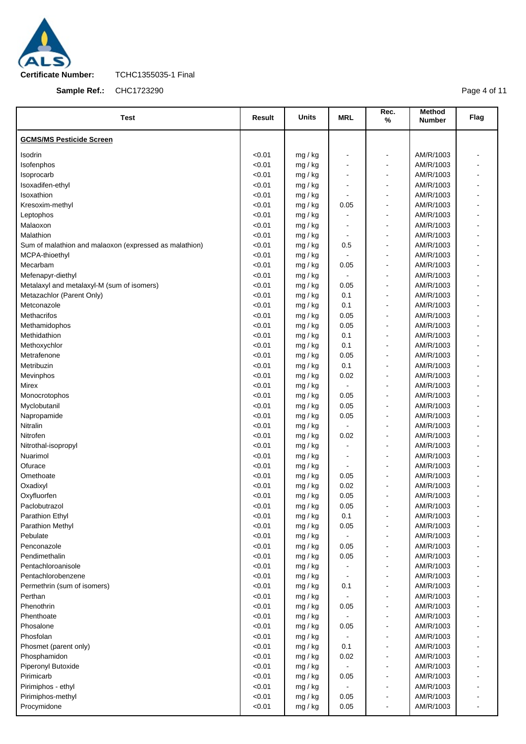**Certificate Number:** TCHC1355035-1 Final

**Sample Ref.:** CHC1723290

| Test | Result | Units | MRL | Rec. % | Method Number | Flag |
|---|---|---|---|---|---|---|
| **GCMS/MS Pesticide Screen** | | | | | | |
| Isodrin | <0.01 | mg / kg | - | - | AM/R/1003 | - |
| Isofenphos | <0.01 | mg / kg | - | - | AM/R/1003 | - |
| Isoprocarb | <0.01 | mg / kg | - | - | AM/R/1003 | - |
| Isoxadifen-ethyl | <0.01 | mg / kg | - | - | AM/R/1003 | - |
| Isoxathion | <0.01 | mg / kg | - | - | AM/R/1003 | - |
| Kresoxim-methyl | <0.01 | mg / kg | 0.05 | - | AM/R/1003 | - |
| Leptophos | <0.01 | mg / kg | - | - | AM/R/1003 | - |
| Malaoxon | <0.01 | mg / kg | - | - | AM/R/1003 | - |
| Malathion | <0.01 | mg / kg | - | - | AM/R/1003 | - |
| Sum of malathion and malaoxon (expressed as malathion) | <0.01 | mg / kg | 0.5 | - | AM/R/1003 | - |
| MCPA-thioethyl | <0.01 | mg / kg | - | - | AM/R/1003 | - |
| Mecarbam | <0.01 | mg / kg | 0.05 | - | AM/R/1003 | - |
| Mefenapyr-diethyl | <0.01 | mg / kg | - | - | AM/R/1003 | - |
| Metalaxyl and metalaxyl-M (sum of isomers) | <0.01 | mg / kg | 0.05 | - | AM/R/1003 | - |
| Metazachlor (Parent Only) | <0.01 | mg / kg | 0.1 | - | AM/R/1003 | - |
| Metconazole | <0.01 | mg / kg | 0.1 | - | AM/R/1003 | - |
| Methacrifos | <0.01 | mg / kg | 0.05 | - | AM/R/1003 | - |
| Methamidophos | <0.01 | mg / kg | 0.05 | - | AM/R/1003 | - |
| Methidathion | <0.01 | mg / kg | 0.1 | - | AM/R/1003 | - |
| Methoxychlor | <0.01 | mg / kg | 0.1 | - | AM/R/1003 | - |
| Metrafenone | <0.01 | mg / kg | 0.05 | - | AM/R/1003 | - |
| Metribuzin | <0.01 | mg / kg | 0.1 | - | AM/R/1003 | - |
| Mevinphos | <0.01 | mg / kg | 0.02 | - | AM/R/1003 | - |
| Mirex | <0.01 | mg / kg | - | - | AM/R/1003 | - |
| Monocrotophos | <0.01 | mg / kg | 0.05 | - | AM/R/1003 | - |
| Myclobutanil | <0.01 | mg / kg | 0.05 | - | AM/R/1003 | - |
| Napropamide | <0.01 | mg / kg | 0.05 | - | AM/R/1003 | - |
| Nitralin | <0.01 | mg / kg | - | - | AM/R/1003 | - |
| Nitrofen | <0.01 | mg / kg | 0.02 | - | AM/R/1003 | - |
| Nitrothal-isopropyl | <0.01 | mg / kg | - | - | AM/R/1003 | - |
| Nuarimol | <0.01 | mg / kg | - | - | AM/R/1003 | - |
| Ofurace | <0.01 | mg / kg | - | - | AM/R/1003 | - |
| Omethoate | <0.01 | mg / kg | 0.05 | - | AM/R/1003 | - |
| Oxadixyl | <0.01 | mg / kg | 0.02 | - | AM/R/1003 | - |
| Oxyfluorfen | <0.01 | mg / kg | 0.05 | - | AM/R/1003 | - |
| Paclobutrazol | <0.01 | mg / kg | 0.05 | - | AM/R/1003 | - |
| Parathion Ethyl | <0.01 | mg / kg | 0.1 | - | AM/R/1003 | - |
| Parathion Methyl | <0.01 | mg / kg | 0.05 | - | AM/R/1003 | - |
| Pebulate | <0.01 | mg / kg | - | - | AM/R/1003 | - |
| Penconazole | <0.01 | mg / kg | 0.05 | - | AM/R/1003 | - |
| Pendimethalin | <0.01 | mg / kg | 0.05 | - | AM/R/1003 | - |
| Pentachloroanisole | <0.01 | mg / kg | - | - | AM/R/1003 | - |
| Pentachlorobenzene | <0.01 | mg / kg | - | - | AM/R/1003 | - |
| Permethrin (sum of isomers) | <0.01 | mg / kg | 0.1 | - | AM/R/1003 | - |
| Perthan | <0.01 | mg / kg | - | - | AM/R/1003 | - |
| Phenothrin | <0.01 | mg / kg | 0.05 | - | AM/R/1003 | - |
| Phenthoate | <0.01 | mg / kg | - | - | AM/R/1003 | - |
| Phosalone | <0.01 | mg / kg | 0.05 | - | AM/R/1003 | - |
| Phosfolan | <0.01 | mg / kg | - | - | AM/R/1003 | - |
| Phosmet (parent only) | <0.01 | mg / kg | 0.1 | - | AM/R/1003 | - |
| Phosphamidon | <0.01 | mg / kg | 0.02 | - | AM/R/1003 | - |
| Piperonyl Butoxide | <0.01 | mg / kg | - | - | AM/R/1003 | - |
| Pirimicarb | <0.01 | mg / kg | 0.05 | - | AM/R/1003 | - |
| Pirimiphos - ethyl | <0.01 | mg / kg | - | - | AM/R/1003 | - |
| Pirimiphos-methyl | <0.01 | mg / kg | 0.05 | - | AM/R/1003 | - |
| Procymidone | <0.01 | mg / kg | 0.05 | - | AM/R/1003 | - |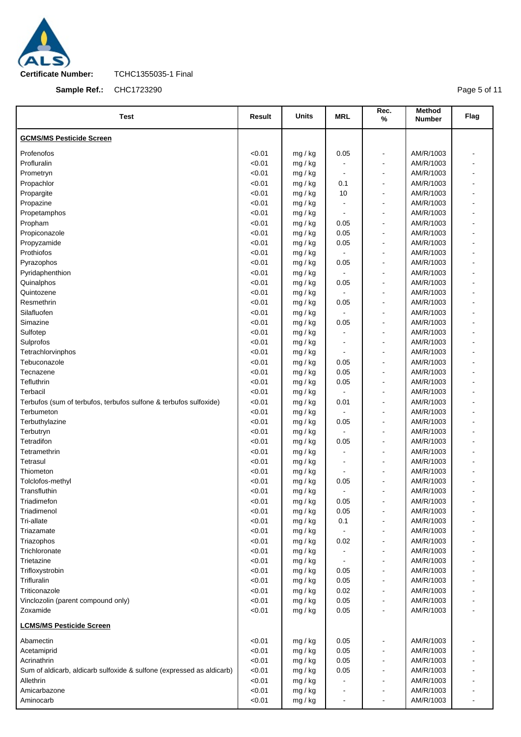**Certificate Number:** TCHC1355035-1 Final

**Sample Ref.:** CHC1723290

| Test | Result | Units | MRL | Rec. % | Method Number | Flag |
|---|---|---|---|---|---|---|
| **GCMS/MS Pesticide Screen** | | | | | | |
| Profenofos | <0.01 | mg / kg | 0.05 | - | AM/R/1003 | - |
| Profluralin | <0.01 | mg / kg | - | - | AM/R/1003 | - |
| Prometryn | <0.01 | mg / kg | - | - | AM/R/1003 | - |
| Propachlor | <0.01 | mg / kg | 0.1 | - | AM/R/1003 | - |
| Propargite | <0.01 | mg / kg | 10 | - | AM/R/1003 | - |
| Propazine | <0.01 | mg / kg | - | - | AM/R/1003 | - |
| Propetamphos | <0.01 | mg / kg | - | - | AM/R/1003 | - |
| Propham | <0.01 | mg / kg | 0.05 | - | AM/R/1003 | - |
| Propiconazole | <0.01 | mg / kg | 0.05 | - | AM/R/1003 | - |
| Propyzamide | <0.01 | mg / kg | 0.05 | - | AM/R/1003 | - |
| Prothiofos | <0.01 | mg / kg | - | - | AM/R/1003 | - |
| Pyrazophos | <0.01 | mg / kg | 0.05 | - | AM/R/1003 | - |
| Pyridaphenthion | <0.01 | mg / kg | - | - | AM/R/1003 | - |
| Quinalphos | <0.01 | mg / kg | 0.05 | - | AM/R/1003 | - |
| Quintozene | <0.01 | mg / kg | - | - | AM/R/1003 | - |
| Resmethrin | <0.01 | mg / kg | 0.05 | - | AM/R/1003 | - |
| Silafluofen | <0.01 | mg / kg | - | - | AM/R/1003 | - |
| Simazine | <0.01 | mg / kg | 0.05 | - | AM/R/1003 | - |
| Sulfotep | <0.01 | mg / kg | - | - | AM/R/1003 | - |
| Sulprofos | <0.01 | mg / kg | - | - | AM/R/1003 | - |
| Tetrachlorvinphos | <0.01 | mg / kg | - | - | AM/R/1003 | - |
| Tebuconazole | <0.01 | mg / kg | 0.05 | - | AM/R/1003 | - |
| Tecnazene | <0.01 | mg / kg | 0.05 | - | AM/R/1003 | - |
| Tefluthrin | <0.01 | mg / kg | 0.05 | - | AM/R/1003 | - |
| Terbacil | <0.01 | mg / kg | - | - | AM/R/1003 | - |
| Terbufos (sum of terbufos, terbufos sulfone & terbufos sulfoxide) | <0.01 | mg / kg | 0.01 | - | AM/R/1003 | - |
| Terbumeton | <0.01 | mg / kg | - | - | AM/R/1003 | - |
| Terbuthylazine | <0.01 | mg / kg | 0.05 | - | AM/R/1003 | - |
| Terbutryn | <0.01 | mg / kg | - | - | AM/R/1003 | - |
| Tetradifon | <0.01 | mg / kg | 0.05 | - | AM/R/1003 | - |
| Tetramethrin | <0.01 | mg / kg | - | - | AM/R/1003 | - |
| Tetrasul | <0.01 | mg / kg | - | - | AM/R/1003 | - |
| Thiometon | <0.01 | mg / kg | - | - | AM/R/1003 | - |
| Tolclofos-methyl | <0.01 | mg / kg | 0.05 | - | AM/R/1003 | - |
| Transfluthin | <0.01 | mg / kg | - | - | AM/R/1003 | - |
| Triadimefon | <0.01 | mg / kg | 0.05 | - | AM/R/1003 | - |
| Triadimenol | <0.01 | mg / kg | 0.05 | - | AM/R/1003 | - |
| Tri-allate | <0.01 | mg / kg | 0.1 | - | AM/R/1003 | - |
| Triazamate | <0.01 | mg / kg | - | - | AM/R/1003 | - |
| Triazophos | <0.01 | mg / kg | 0.02 | - | AM/R/1003 | - |
| Trichloronate | <0.01 | mg / kg | - | - | AM/R/1003 | - |
| Trietazine | <0.01 | mg / kg | - | - | AM/R/1003 | - |
| Trifloxystrobin | <0.01 | mg / kg | 0.05 | - | AM/R/1003 | - |
| Trifluralin | <0.01 | mg / kg | 0.05 | - | AM/R/1003 | - |
| Triticonazole | <0.01 | mg / kg | 0.02 | - | AM/R/1003 | - |
| Vinclozolin (parent compound only) | <0.01 | mg / kg | 0.05 | - | AM/R/1003 | - |
| Zoxamide | <0.01 | mg / kg | 0.05 | - | AM/R/1003 | - |
| **LCMS/MS Pesticide Screen** | | | | | | |
| Abamectin | <0.01 | mg / kg | 0.05 | - | AM/R/1003 | - |
| Acetamiprid | <0.01 | mg / kg | 0.05 | - | AM/R/1003 | - |
| Acrinathrin | <0.01 | mg / kg | 0.05 | - | AM/R/1003 | - |
| Sum of aldicarb, aldicarb sulfoxide & sulfone (expressed as aldicarb) | <0.01 | mg / kg | 0.05 | - | AM/R/1003 | - |
| Allethrin | <0.01 | mg / kg | - | - | AM/R/1003 | - |
| Amicarbazone | <0.01 | mg / kg | - | - | AM/R/1003 | - |
| Aminocarb | <0.01 | mg / kg | - | - | AM/R/1003 | - |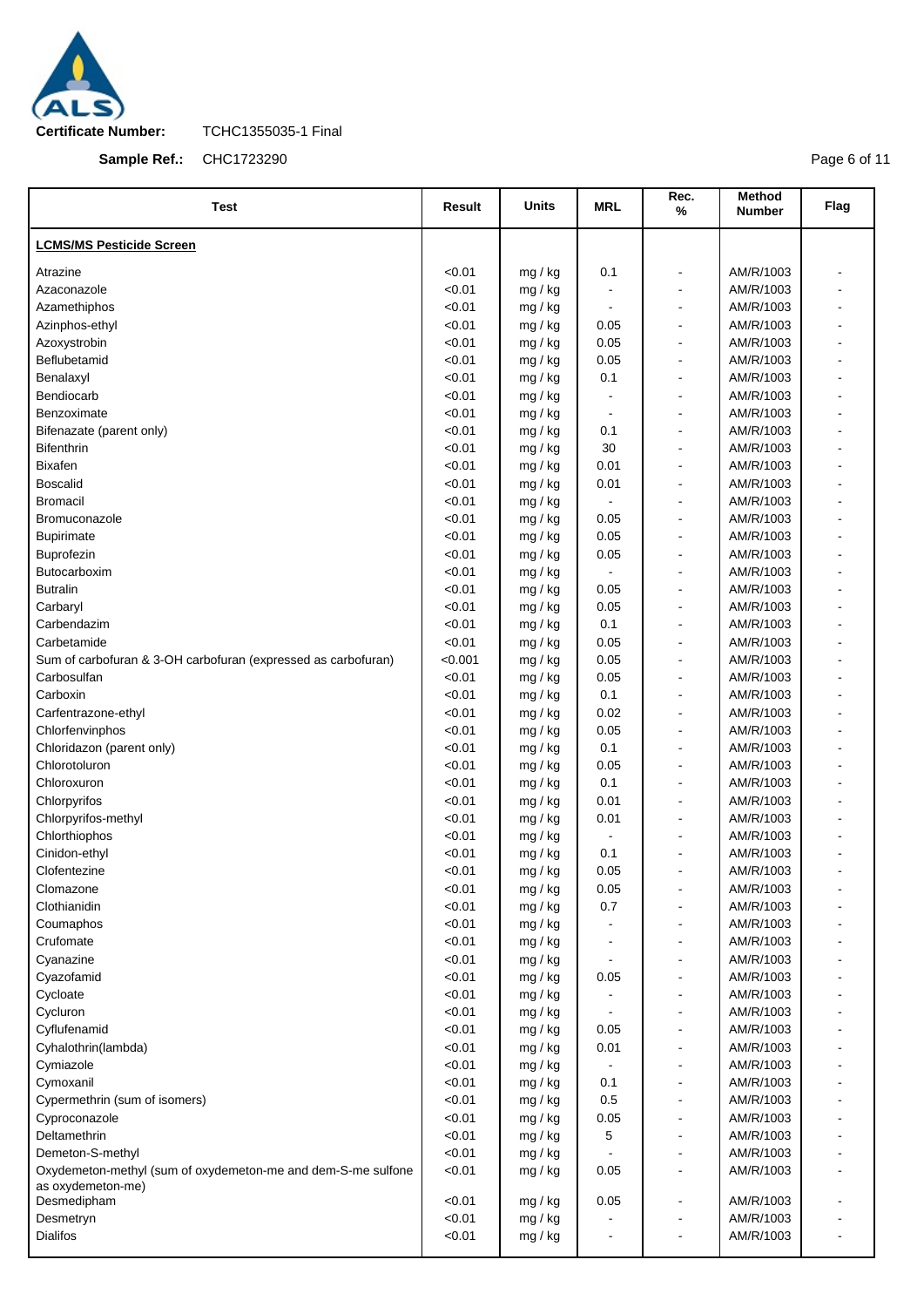**Certificate Number:** TCHC1355035-1 Final

**Sample Ref.:** CHC1723290

| Test | Result | Units | MRL | Rec. % | Method Number | Flag |
|---|---|---|---|---|---|---|
| **LCMS/MS Pesticide Screen** | | | | | | |
| Atrazine | <0.01 | mg / kg | 0.1 | - | AM/R/1003 | - |
| Azaconazole | <0.01 | mg / kg | - | - | AM/R/1003 | - |
| Azamethiphos | <0.01 | mg / kg | - | - | AM/R/1003 | - |
| Azinphos-ethyl | <0.01 | mg / kg | 0.05 | - | AM/R/1003 | - |
| Azoxystrobin | <0.01 | mg / kg | 0.05 | - | AM/R/1003 | - |
| Beflubetamid | <0.01 | mg / kg | 0.05 | - | AM/R/1003 | - |
| Benalaxyl | <0.01 | mg / kg | 0.1 | - | AM/R/1003 | - |
| Bendiocarb | <0.01 | mg / kg | - | - | AM/R/1003 | - |
| Benzoximate | <0.01 | mg / kg | - | - | AM/R/1003 | - |
| Bifenazate (parent only) | <0.01 | mg / kg | 0.1 | - | AM/R/1003 | - |
| Bifenthrin | <0.01 | mg / kg | 30 | - | AM/R/1003 | - |
| Bixafen | <0.01 | mg / kg | 0.01 | - | AM/R/1003 | - |
| Boscalid | <0.01 | mg / kg | 0.01 | - | AM/R/1003 | - |
| Bromacil | <0.01 | mg / kg | - | - | AM/R/1003 | - |
| Bromuconazole | <0.01 | mg / kg | 0.05 | - | AM/R/1003 | - |
| Bupirimate | <0.01 | mg / kg | 0.05 | - | AM/R/1003 | - |
| Buprofezin | <0.01 | mg / kg | 0.05 | - | AM/R/1003 | - |
| Butocarboxim | <0.01 | mg / kg | - | - | AM/R/1003 | - |
| Butralin | <0.01 | mg / kg | 0.05 | - | AM/R/1003 | - |
| Carbaryl | <0.01 | mg / kg | 0.05 | - | AM/R/1003 | - |
| Carbendazim | <0.01 | mg / kg | 0.1 | - | AM/R/1003 | - |
| Carbetamide | <0.01 | mg / kg | 0.05 | - | AM/R/1003 | - |
| Sum of carbofuran & 3-OH carbofuran (expressed as carbofuran) | <0.001 | mg / kg | 0.05 | - | AM/R/1003 | - |
| Carbosulfan | <0.01 | mg / kg | 0.05 | - | AM/R/1003 | - |
| Carboxin | <0.01 | mg / kg | 0.1 | - | AM/R/1003 | - |
| Carfentrazone-ethyl | <0.01 | mg / kg | 0.02 | - | AM/R/1003 | - |
| Chlorfenvinphos | <0.01 | mg / kg | 0.05 | - | AM/R/1003 | - |
| Chloridazon (parent only) | <0.01 | mg / kg | 0.1 | - | AM/R/1003 | - |
| Chlorotoluron | <0.01 | mg / kg | 0.05 | - | AM/R/1003 | - |
| Chloroxuron | <0.01 | mg / kg | 0.1 | - | AM/R/1003 | - |
| Chlorpyrifos | <0.01 | mg / kg | 0.01 | - | AM/R/1003 | - |
| Chlorpyrifos-methyl | <0.01 | mg / kg | 0.01 | - | AM/R/1003 | - |
| Chlorthiophos | <0.01 | mg / kg | - | - | AM/R/1003 | - |
| Cinidon-ethyl | <0.01 | mg / kg | 0.1 | - | AM/R/1003 | - |
| Clofentezine | <0.01 | mg / kg | 0.05 | - | AM/R/1003 | - |
| Clomazone | <0.01 | mg / kg | 0.05 | - | AM/R/1003 | - |
| Clothianidin | <0.01 | mg / kg | 0.7 | - | AM/R/1003 | - |
| Coumaphos | <0.01 | mg / kg | - | - | AM/R/1003 | - |
| Crufomate | <0.01 | mg / kg | - | - | AM/R/1003 | - |
| Cyanazine | <0.01 | mg / kg | - | - | AM/R/1003 | - |
| Cyazofamid | <0.01 | mg / kg | 0.05 | - | AM/R/1003 | - |
| Cycloate | <0.01 | mg / kg | - | - | AM/R/1003 | - |
| Cycluron | <0.01 | mg / kg | - | - | AM/R/1003 | - |
| Cyflufenamid | <0.01 | mg / kg | 0.05 | - | AM/R/1003 | - |
| Cyhalothrin(lambda) | <0.01 | mg / kg | 0.01 | - | AM/R/1003 | - |
| Cymiazole | <0.01 | mg / kg | - | - | AM/R/1003 | - |
| Cymoxanil | <0.01 | mg / kg | 0.1 | - | AM/R/1003 | - |
| Cypermethrin (sum of isomers) | <0.01 | mg / kg | 0.5 | - | AM/R/1003 | - |
| Cyproconazole | <0.01 | mg / kg | 0.05 | - | AM/R/1003 | - |
| Deltamethrin | <0.01 | mg / kg | 5 | - | AM/R/1003 | - |
| Demeton-S-methyl | <0.01 | mg / kg | - | - | AM/R/1003 | - |
| Oxydemeton-methyl (sum of oxydemeton-me and dem-S-me sulfone as oxydemeton-me) | <0.01 | mg / kg | 0.05 | - | AM/R/1003 | - |
| Desmedipham | <0.01 | mg / kg | 0.05 | - | AM/R/1003 | - |
| Desmetryn | <0.01 | mg / kg | - | - | AM/R/1003 | - |
| Dialifos | <0.01 | mg / kg | - | - | AM/R/1003 | - |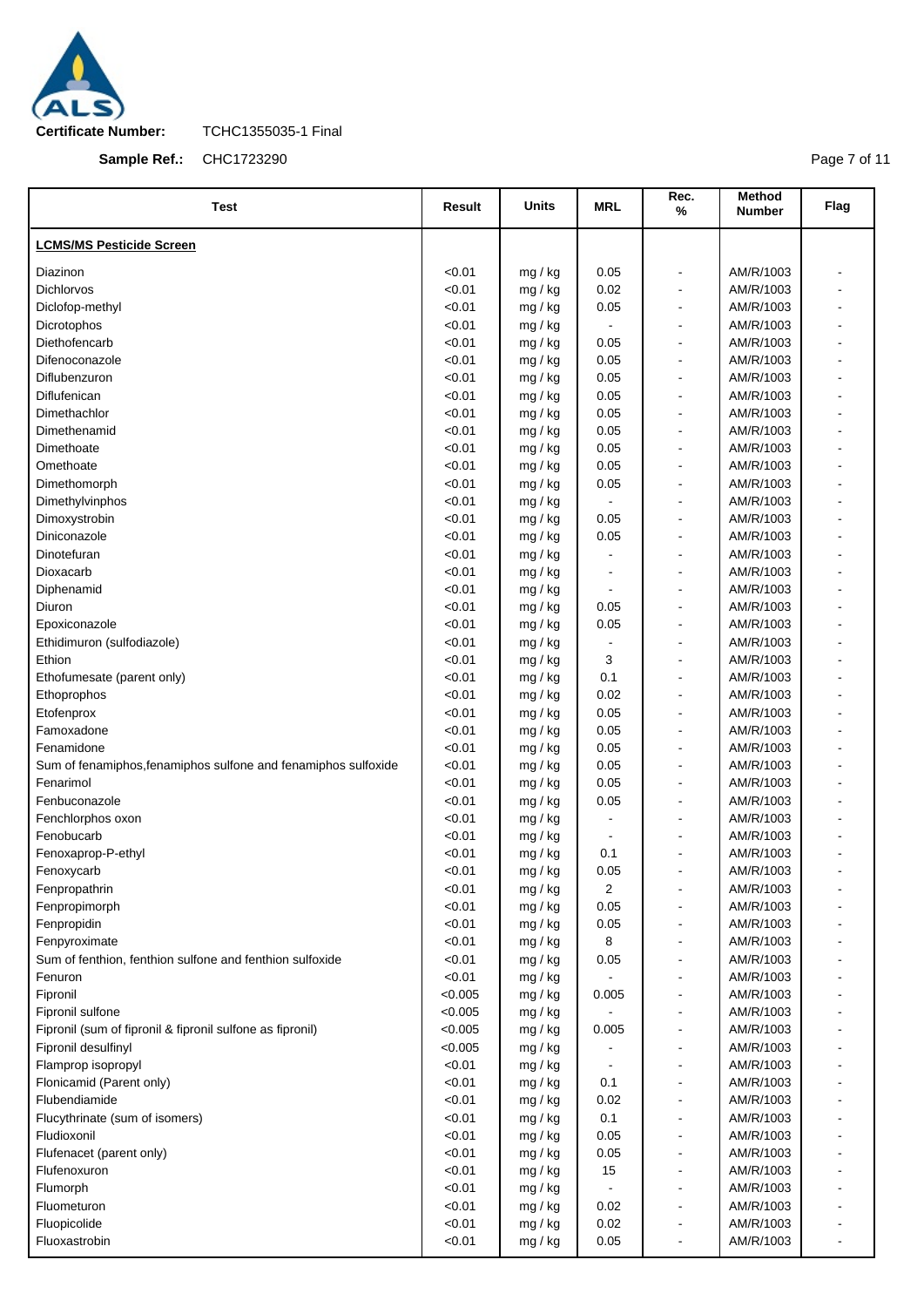**Certificate Number:** TCHC1355035-1 Final

**Sample Ref.:** CHC1723290

| Test | Result | Units | MRL | Rec. % | Method Number | Flag |
|---|---|---|---|---|---|---|
| **LCMS/MS Pesticide Screen** | | | | | | |
| Diazinon | <0.01 | mg / kg | 0.05 | - | AM/R/1003 | - |
| Dichlorvos | <0.01 | mg / kg | 0.02 | - | AM/R/1003 | - |
| Diclofop-methyl | <0.01 | mg / kg | 0.05 | - | AM/R/1003 | - |
| Dicrotophos | <0.01 | mg / kg | - | - | AM/R/1003 | - |
| Diethofencarb | <0.01 | mg / kg | 0.05 | - | AM/R/1003 | - |
| Difenoconazole | <0.01 | mg / kg | 0.05 | - | AM/R/1003 | - |
| Diflubenzuron | <0.01 | mg / kg | 0.05 | - | AM/R/1003 | - |
| Diflufenican | <0.01 | mg / kg | 0.05 | - | AM/R/1003 | - |
| Dimethachlor | <0.01 | mg / kg | 0.05 | - | AM/R/1003 | - |
| Dimethenamid | <0.01 | mg / kg | 0.05 | - | AM/R/1003 | - |
| Dimethoate | <0.01 | mg / kg | 0.05 | - | AM/R/1003 | - |
| Omethoate | <0.01 | mg / kg | 0.05 | - | AM/R/1003 | - |
| Dimethomorph | <0.01 | mg / kg | 0.05 | - | AM/R/1003 | - |
| Dimethylvinphos | <0.01 | mg / kg | - | - | AM/R/1003 | - |
| Dimoxystrobin | <0.01 | mg / kg | 0.05 | - | AM/R/1003 | - |
| Diniconazole | <0.01 | mg / kg | 0.05 | - | AM/R/1003 | - |
| Dinotefuran | <0.01 | mg / kg | - | - | AM/R/1003 | - |
| Dioxacarb | <0.01 | mg / kg | - | - | AM/R/1003 | - |
| Diphenamid | <0.01 | mg / kg | - | - | AM/R/1003 | - |
| Diuron | <0.01 | mg / kg | 0.05 | - | AM/R/1003 | - |
| Epoxiconazole | <0.01 | mg / kg | 0.05 | - | AM/R/1003 | - |
| Ethidimuron (sulfodiazole) | <0.01 | mg / kg | - | - | AM/R/1003 | - |
| Ethion | <0.01 | mg / kg | 3 | - | AM/R/1003 | - |
| Ethofumesate (parent only) | <0.01 | mg / kg | 0.1 | - | AM/R/1003 | - |
| Ethoprophos | <0.01 | mg / kg | 0.02 | - | AM/R/1003 | - |
| Etofenprox | <0.01 | mg / kg | 0.05 | - | AM/R/1003 | - |
| Famoxadone | <0.01 | mg / kg | 0.05 | - | AM/R/1003 | - |
| Fenamidone | <0.01 | mg / kg | 0.05 | - | AM/R/1003 | - |
| Sum of fenamiphos,fenamiphos sulfone and fenamiphos sulfoxide | <0.01 | mg / kg | 0.05 | - | AM/R/1003 | - |
| Fenarimol | <0.01 | mg / kg | 0.05 | - | AM/R/1003 | - |
| Fenbuconazole | <0.01 | mg / kg | 0.05 | - | AM/R/1003 | - |
| Fenchlorphos oxon | <0.01 | mg / kg | - | - | AM/R/1003 | - |
| Fenobucarb | <0.01 | mg / kg | - | - | AM/R/1003 | - |
| Fenoxaprop-P-ethyl | <0.01 | mg / kg | 0.1 | - | AM/R/1003 | - |
| Fenoxycarb | <0.01 | mg / kg | 0.05 | - | AM/R/1003 | - |
| Fenpropathrin | <0.01 | mg / kg | 2 | - | AM/R/1003 | - |
| Fenpropimorph | <0.01 | mg / kg | 0.05 | - | AM/R/1003 | - |
| Fenpropidin | <0.01 | mg / kg | 0.05 | - | AM/R/1003 | - |
| Fenpyroximate | <0.01 | mg / kg | 8 | - | AM/R/1003 | - |
| Sum of fenthion, fenthion sulfone and fenthion sulfoxide | <0.01 | mg / kg | 0.05 | - | AM/R/1003 | - |
| Fenuron | <0.01 | mg / kg | - | - | AM/R/1003 | - |
| Fipronil | <0.005 | mg / kg | 0.005 | - | AM/R/1003 | - |
| Fipronil sulfone | <0.005 | mg / kg | - | - | AM/R/1003 | - |
| Fipronil (sum of fipronil & fipronil sulfone as fipronil) | <0.005 | mg / kg | 0.005 | - | AM/R/1003 | - |
| Fipronil desulfinyl | <0.005 | mg / kg | - | - | AM/R/1003 | - |
| Flamprop isopropyl | <0.01 | mg / kg | - | - | AM/R/1003 | - |
| Flonicamid (Parent only) | <0.01 | mg / kg | 0.1 | - | AM/R/1003 | - |
| Flubendiamide | <0.01 | mg / kg | 0.02 | - | AM/R/1003 | - |
| Flucythrinate (sum of isomers) | <0.01 | mg / kg | 0.1 | - | AM/R/1003 | - |
| Fludioxonil | <0.01 | mg / kg | 0.05 | - | AM/R/1003 | - |
| Flufenacet (parent only) | <0.01 | mg / kg | 0.05 | - | AM/R/1003 | - |
| Flufenoxuron | <0.01 | mg / kg | 15 | - | AM/R/1003 | - |
| Flumorph | <0.01 | mg / kg | - | - | AM/R/1003 | - |
| Fluometuron | <0.01 | mg / kg | 0.02 | - | AM/R/1003 | - |
| Fluopicolide | <0.01 | mg / kg | 0.02 | - | AM/R/1003 | - |
| Fluoxastrobin | <0.01 | mg / kg | 0.05 | - | AM/R/1003 | - |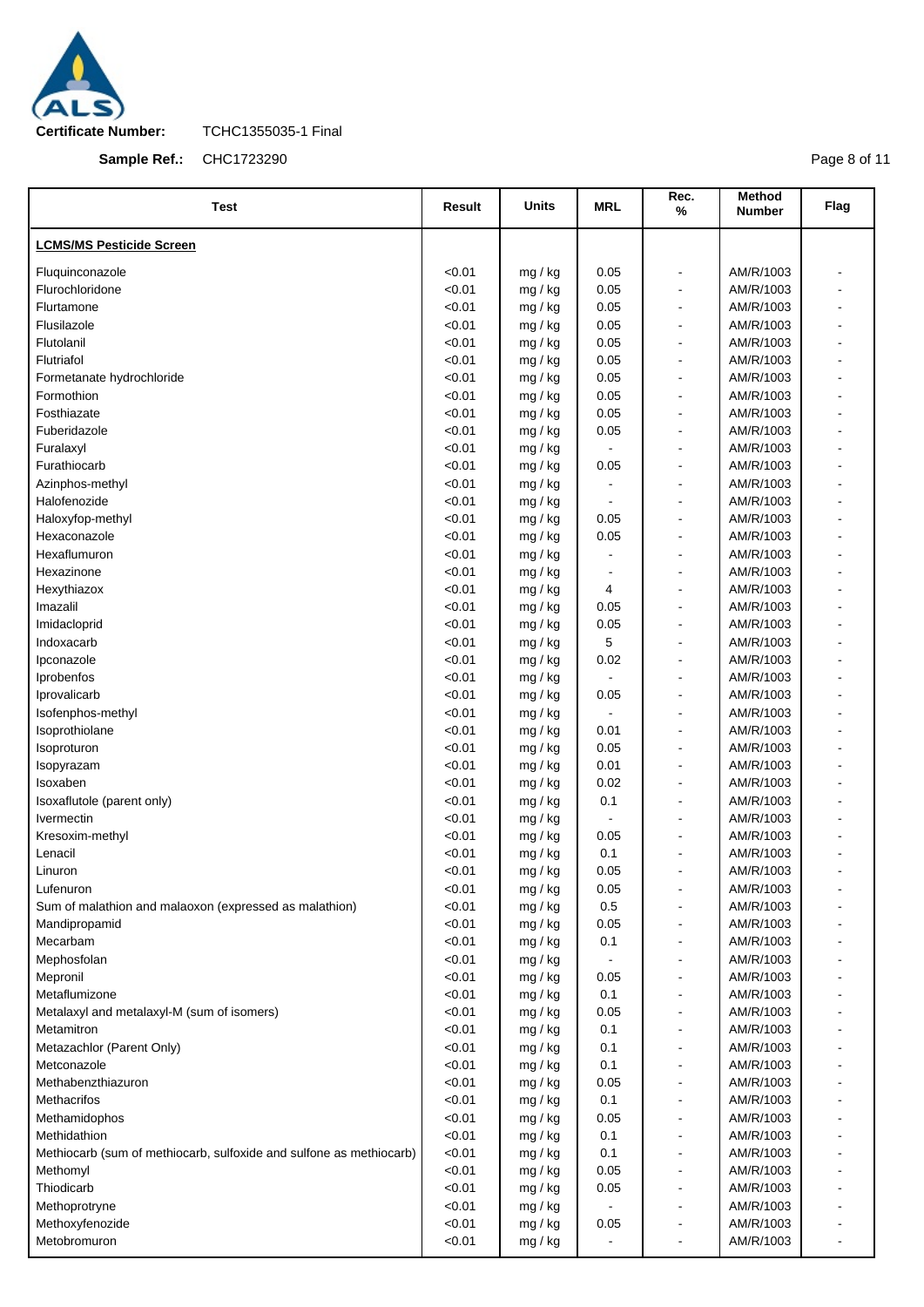**Certificate Number:** TCHC1355035-1 Final

**Sample Ref.:** CHC1723290

| Test | Result | Units | MRL | Rec. % | Method Number | Flag |
|---|---|---|---|---|---|---|
| **LCMS/MS Pesticide Screen** | | | | | | |
| Fluquinconazole | <0.01 | mg / kg | 0.05 | - | AM/R/1003 | - |
| Flurochloridone | <0.01 | mg / kg | 0.05 | - | AM/R/1003 | - |
| Flurtamone | <0.01 | mg / kg | 0.05 | - | AM/R/1003 | - |
| Flusilazole | <0.01 | mg / kg | 0.05 | - | AM/R/1003 | - |
| Flutolanil | <0.01 | mg / kg | 0.05 | - | AM/R/1003 | - |
| Flutriafol | <0.01 | mg / kg | 0.05 | - | AM/R/1003 | - |
| Formetanate hydrochloride | <0.01 | mg / kg | 0.05 | - | AM/R/1003 | - |
| Formothion | <0.01 | mg / kg | 0.05 | - | AM/R/1003 | - |
| Fosthiazate | <0.01 | mg / kg | 0.05 | - | AM/R/1003 | - |
| Fuberidazole | <0.01 | mg / kg | 0.05 | - | AM/R/1003 | - |
| Furalaxyl | <0.01 | mg / kg | - | - | AM/R/1003 | - |
| Furathiocarb | <0.01 | mg / kg | 0.05 | - | AM/R/1003 | - |
| Azinphos-methyl | <0.01 | mg / kg | - | - | AM/R/1003 | - |
| Halofenozide | <0.01 | mg / kg | - | - | AM/R/1003 | - |
| Haloxyfop-methyl | <0.01 | mg / kg | 0.05 | - | AM/R/1003 | - |
| Hexaconazole | <0.01 | mg / kg | 0.05 | - | AM/R/1003 | - |
| Hexaflumuron | <0.01 | mg / kg | - | - | AM/R/1003 | - |
| Hexazinone | <0.01 | mg / kg | - | - | AM/R/1003 | - |
| Hexythiazox | <0.01 | mg / kg | 4 | - | AM/R/1003 | - |
| Imazalil | <0.01 | mg / kg | 0.05 | - | AM/R/1003 | - |
| Imidacloprid | <0.01 | mg / kg | 0.05 | - | AM/R/1003 | - |
| Indoxacarb | <0.01 | mg / kg | 5 | - | AM/R/1003 | - |
| Ipconazole | <0.01 | mg / kg | 0.02 | - | AM/R/1003 | - |
| Iprobenfos | <0.01 | mg / kg | - | - | AM/R/1003 | - |
| Iprovalicarb | <0.01 | mg / kg | 0.05 | - | AM/R/1003 | - |
| Isofenphos-methyl | <0.01 | mg / kg | - | - | AM/R/1003 | - |
| Isoprothiolane | <0.01 | mg / kg | 0.01 | - | AM/R/1003 | - |
| Isoproturon | <0.01 | mg / kg | 0.05 | - | AM/R/1003 | - |
| Isopyrazam | <0.01 | mg / kg | 0.01 | - | AM/R/1003 | - |
| Isoxaben | <0.01 | mg / kg | 0.02 | - | AM/R/1003 | - |
| Isoxaflutole (parent only) | <0.01 | mg / kg | 0.1 | - | AM/R/1003 | - |
| Ivermectin | <0.01 | mg / kg | - | - | AM/R/1003 | - |
| Kresoxim-methyl | <0.01 | mg / kg | 0.05 | - | AM/R/1003 | - |
| Lenacil | <0.01 | mg / kg | 0.1 | - | AM/R/1003 | - |
| Linuron | <0.01 | mg / kg | 0.05 | - | AM/R/1003 | - |
| Lufenuron | <0.01 | mg / kg | 0.05 | - | AM/R/1003 | - |
| Sum of malathion and malaoxon (expressed as malathion) | <0.01 | mg / kg | 0.5 | - | AM/R/1003 | - |
| Mandipropamid | <0.01 | mg / kg | 0.05 | - | AM/R/1003 | - |
| Mecarbam | <0.01 | mg / kg | 0.1 | - | AM/R/1003 | - |
| Mephosfolan | <0.01 | mg / kg | - | - | AM/R/1003 | - |
| Mepronil | <0.01 | mg / kg | 0.05 | - | AM/R/1003 | - |
| Metaflumizone | <0.01 | mg / kg | 0.1 | - | AM/R/1003 | - |
| Metalaxyl and metalaxyl-M (sum of isomers) | <0.01 | mg / kg | 0.05 | - | AM/R/1003 | - |
| Metamitron | <0.01 | mg / kg | 0.1 | - | AM/R/1003 | - |
| Metazachlor (Parent Only) | <0.01 | mg / kg | 0.1 | - | AM/R/1003 | - |
| Metconazole | <0.01 | mg / kg | 0.1 | - | AM/R/1003 | - |
| Methabenzthiazuron | <0.01 | mg / kg | 0.05 | - | AM/R/1003 | - |
| Methacrifos | <0.01 | mg / kg | 0.1 | - | AM/R/1003 | - |
| Methamidophos | <0.01 | mg / kg | 0.05 | - | AM/R/1003 | - |
| Methidathion | <0.01 | mg / kg | 0.1 | - | AM/R/1003 | - |
| Methiocarb (sum of methiocarb, sulfoxide and sulfone as methiocarb) | <0.01 | mg / kg | 0.1 | - | AM/R/1003 | - |
| Methomyl | <0.01 | mg / kg | 0.05 | - | AM/R/1003 | - |
| Thiodicarb | <0.01 | mg / kg | 0.05 | - | AM/R/1003 | - |
| Methoprotryne | <0.01 | mg / kg | - | - | AM/R/1003 | - |
| Methoxyfenozide | <0.01 | mg / kg | 0.05 | - | AM/R/1003 | - |
| Metobromuron | <0.01 | mg / kg | - | - | AM/R/1003 | - |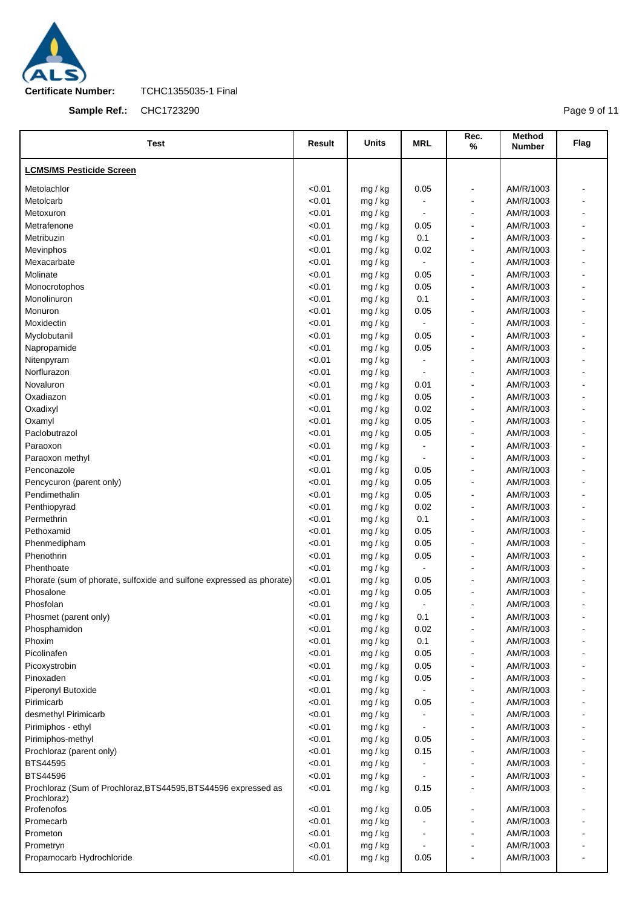**Certificate Number:** TCHC1355035-1 Final

**Sample Ref.:** CHC1723290

| Test | Result | Units | MRL | Rec. % | Method Number | Flag |
|---|---|---|---|---|---|---|
| **LCMS/MS Pesticide Screen** | | | | | | |
| Metolachlor | <0.01 | mg / kg | 0.05 | - | AM/R/1003 | - |
| Metolcarb | <0.01 | mg / kg | - | - | AM/R/1003 | - |
| Metoxuron | <0.01 | mg / kg | - | - | AM/R/1003 | - |
| Metrafenone | <0.01 | mg / kg | 0.05 | - | AM/R/1003 | - |
| Metribuzin | <0.01 | mg / kg | 0.1 | - | AM/R/1003 | - |
| Mevinphos | <0.01 | mg / kg | 0.02 | - | AM/R/1003 | - |
| Mexacarbate | <0.01 | mg / kg | - | - | AM/R/1003 | - |
| Molinate | <0.01 | mg / kg | 0.05 | - | AM/R/1003 | - |
| Monocrotophos | <0.01 | mg / kg | 0.05 | - | AM/R/1003 | - |
| Monolinuron | <0.01 | mg / kg | 0.1 | - | AM/R/1003 | - |
| Monuron | <0.01 | mg / kg | 0.05 | - | AM/R/1003 | - |
| Moxidectin | <0.01 | mg / kg | - | - | AM/R/1003 | - |
| Myclobutanil | <0.01 | mg / kg | 0.05 | - | AM/R/1003 | - |
| Napropamide | <0.01 | mg / kg | 0.05 | - | AM/R/1003 | - |
| Nitenpyram | <0.01 | mg / kg | - | - | AM/R/1003 | - |
| Norflurazon | <0.01 | mg / kg | - | - | AM/R/1003 | - |
| Novaluron | <0.01 | mg / kg | 0.01 | - | AM/R/1003 | - |
| Oxadiazon | <0.01 | mg / kg | 0.05 | - | AM/R/1003 | - |
| Oxadixyl | <0.01 | mg / kg | 0.02 | - | AM/R/1003 | - |
| Oxamyl | <0.01 | mg / kg | 0.05 | - | AM/R/1003 | - |
| Paclobutrazol | <0.01 | mg / kg | 0.05 | - | AM/R/1003 | - |
| Paraoxon | <0.01 | mg / kg | - | - | AM/R/1003 | - |
| Paraoxon methyl | <0.01 | mg / kg | - | - | AM/R/1003 | - |
| Penconazole | <0.01 | mg / kg | 0.05 | - | AM/R/1003 | - |
| Pencycuron (parent only) | <0.01 | mg / kg | 0.05 | - | AM/R/1003 | - |
| Pendimethalin | <0.01 | mg / kg | 0.05 | - | AM/R/1003 | - |
| Penthiopyrad | <0.01 | mg / kg | 0.02 | - | AM/R/1003 | - |
| Permethrin | <0.01 | mg / kg | 0.1 | - | AM/R/1003 | - |
| Pethoxamid | <0.01 | mg / kg | 0.05 | - | AM/R/1003 | - |
| Phenmedipham | <0.01 | mg / kg | 0.05 | - | AM/R/1003 | - |
| Phenothrin | <0.01 | mg / kg | 0.05 | - | AM/R/1003 | - |
| Phenthoate | <0.01 | mg / kg | - | - | AM/R/1003 | - |
| Phorate (sum of phorate, sulfoxide and sulfone expressed as phorate) | <0.01 | mg / kg | 0.05 | - | AM/R/1003 | - |
| Phosalone | <0.01 | mg / kg | 0.05 | - | AM/R/1003 | - |
| Phosfolan | <0.01 | mg / kg | - | - | AM/R/1003 | - |
| Phosmet (parent only) | <0.01 | mg / kg | 0.1 | - | AM/R/1003 | - |
| Phosphamidon | <0.01 | mg / kg | 0.02 | - | AM/R/1003 | - |
| Phoxim | <0.01 | mg / kg | 0.1 | - | AM/R/1003 | - |
| Picolinafen | <0.01 | mg / kg | 0.05 | - | AM/R/1003 | - |
| Picoxystrobin | <0.01 | mg / kg | 0.05 | - | AM/R/1003 | - |
| Pinoxaden | <0.01 | mg / kg | 0.05 | - | AM/R/1003 | - |
| Piperonyl Butoxide | <0.01 | mg / kg | - | - | AM/R/1003 | - |
| Pirimicarb | <0.01 | mg / kg | 0.05 | - | AM/R/1003 | - |
| desmethyl Pirimicarb | <0.01 | mg / kg | - | - | AM/R/1003 | - |
| Pirimiphos - ethyl | <0.01 | mg / kg | - | - | AM/R/1003 | - |
| Pirimiphos-methyl | <0.01 | mg / kg | 0.05 | - | AM/R/1003 | - |
| Prochloraz (parent only) | <0.01 | mg / kg | 0.15 | - | AM/R/1003 | - |
| BTS44595 | <0.01 | mg / kg | - | - | AM/R/1003 | - |
| BTS44596 | <0.01 | mg / kg | - | - | AM/R/1003 | - |
| Prochloraz (Sum of Prochloraz,BTS44595,BTS44596 expressed as Prochloraz) | <0.01 | mg / kg | 0.15 | - | AM/R/1003 | - |
| Profenofos | <0.01 | mg / kg | 0.05 | - | AM/R/1003 | - |
| Promecarb | <0.01 | mg / kg | - | - | AM/R/1003 | - |
| Prometon | <0.01 | mg / kg | - | - | AM/R/1003 | - |
| Prometryn | <0.01 | mg / kg | - | - | AM/R/1003 | - |
| Propamocarb Hydrochloride | <0.01 | mg / kg | 0.05 | - | AM/R/1003 | - |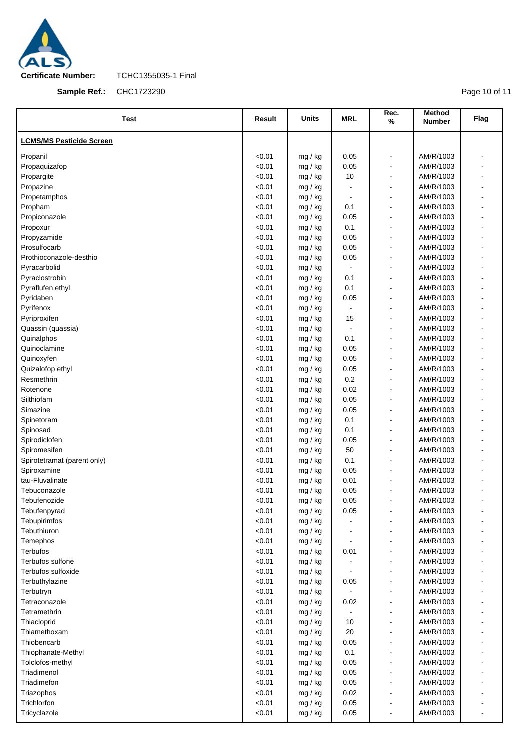**Certificate Number:** TCHC1355035-1 Final

**Sample Ref.:** CHC1723290

| Test | Result | Units | MRL | Rec. % | Method Number | Flag |
|---|---|---|---|---|---|---|
| **LCMS/MS Pesticide Screen** | | | | | | |
| Propanil | <0.01 | mg / kg | 0.05 | - | AM/R/1003 | - |
| Propaquizafop | <0.01 | mg / kg | 0.05 | - | AM/R/1003 | - |
| Propargite | <0.01 | mg / kg | 10 | - | AM/R/1003 | - |
| Propazine | <0.01 | mg / kg | - | - | AM/R/1003 | - |
| Propetamphos | <0.01 | mg / kg | - | - | AM/R/1003 | - |
| Propham | <0.01 | mg / kg | 0.1 | - | AM/R/1003 | - |
| Propiconazole | <0.01 | mg / kg | 0.05 | - | AM/R/1003 | - |
| Propoxur | <0.01 | mg / kg | 0.1 | - | AM/R/1003 | - |
| Propyzamide | <0.01 | mg / kg | 0.05 | - | AM/R/1003 | - |
| Prosulfocarb | <0.01 | mg / kg | 0.05 | - | AM/R/1003 | - |
| Prothioconazole-desthio | <0.01 | mg / kg | 0.05 | - | AM/R/1003 | - |
| Pyracarbolid | <0.01 | mg / kg | - | - | AM/R/1003 | - |
| Pyraclostrobin | <0.01 | mg / kg | 0.1 | - | AM/R/1003 | - |
| Pyraflufen ethyl | <0.01 | mg / kg | 0.1 | - | AM/R/1003 | - |
| Pyridaben | <0.01 | mg / kg | 0.05 | - | AM/R/1003 | - |
| Pyrifenox | <0.01 | mg / kg | - | - | AM/R/1003 | - |
| Pyriproxifen | <0.01 | mg / kg | 15 | - | AM/R/1003 | - |
| Quassin (quassia) | <0.01 | mg / kg | - | - | AM/R/1003 | - |
| Quinalphos | <0.01 | mg / kg | 0.1 | - | AM/R/1003 | - |
| Quinoclamine | <0.01 | mg / kg | 0.05 | - | AM/R/1003 | - |
| Quinoxyfen | <0.01 | mg / kg | 0.05 | - | AM/R/1003 | - |
| Quizalofop ethyl | <0.01 | mg / kg | 0.05 | - | AM/R/1003 | - |
| Resmethrin | <0.01 | mg / kg | 0.2 | - | AM/R/1003 | - |
| Rotenone | <0.01 | mg / kg | 0.02 | - | AM/R/1003 | - |
| Silthiofam | <0.01 | mg / kg | 0.05 | - | AM/R/1003 | - |
| Simazine | <0.01 | mg / kg | 0.05 | - | AM/R/1003 | - |
| Spinetoram | <0.01 | mg / kg | 0.1 | - | AM/R/1003 | - |
| Spinosad | <0.01 | mg / kg | 0.1 | - | AM/R/1003 | - |
| Spirodiclofen | <0.01 | mg / kg | 0.05 | - | AM/R/1003 | - |
| Spiromesifen | <0.01 | mg / kg | 50 | - | AM/R/1003 | - |
| Spirotetramat (parent only) | <0.01 | mg / kg | 0.1 | - | AM/R/1003 | - |
| Spiroxamine | <0.01 | mg / kg | 0.05 | - | AM/R/1003 | - |
| tau-Fluvalinate | <0.01 | mg / kg | 0.01 | - | AM/R/1003 | - |
| Tebuconazole | <0.01 | mg / kg | 0.05 | - | AM/R/1003 | - |
| Tebufenozide | <0.01 | mg / kg | 0.05 | - | AM/R/1003 | - |
| Tebufenpyrad | <0.01 | mg / kg | 0.05 | - | AM/R/1003 | - |
| Tebupirimfos | <0.01 | mg / kg | - | - | AM/R/1003 | - |
| Tebuthiuron | <0.01 | mg / kg | - | - | AM/R/1003 | - |
| Temephos | <0.01 | mg / kg | - | - | AM/R/1003 | - |
| Terbufos | <0.01 | mg / kg | 0.01 | - | AM/R/1003 | - |
| Terbufos sulfone | <0.01 | mg / kg | - | - | AM/R/1003 | - |
| Terbufos sulfoxide | <0.01 | mg / kg | - | - | AM/R/1003 | - |
| Terbuthylazine | <0.01 | mg / kg | 0.05 | - | AM/R/1003 | - |
| Terbutryn | <0.01 | mg / kg | - | - | AM/R/1003 | - |
| Tetraconazole | <0.01 | mg / kg | 0.02 | - | AM/R/1003 | - |
| Tetramethrin | <0.01 | mg / kg | - | - | AM/R/1003 | - |
| Thiacloprid | <0.01 | mg / kg | 10 | - | AM/R/1003 | - |
| Thiamethoxam | <0.01 | mg / kg | 20 | - | AM/R/1003 | - |
| Thiobencarb | <0.01 | mg / kg | 0.05 | - | AM/R/1003 | - |
| Thiophanate-Methyl | <0.01 | mg / kg | 0.1 | - | AM/R/1003 | - |
| Tolclofos-methyl | <0.01 | mg / kg | 0.05 | - | AM/R/1003 | - |
| Triadimenol | <0.01 | mg / kg | 0.05 | - | AM/R/1003 | - |
| Triadimefon | <0.01 | mg / kg | 0.05 | - | AM/R/1003 | - |
| Triazophos | <0.01 | mg / kg | 0.02 | - | AM/R/1003 | - |
| Trichlorfon | <0.01 | mg / kg | 0.05 | - | AM/R/1003 | - |
| Tricyclazole | <0.01 | mg / kg | 0.05 | - | AM/R/1003 | - |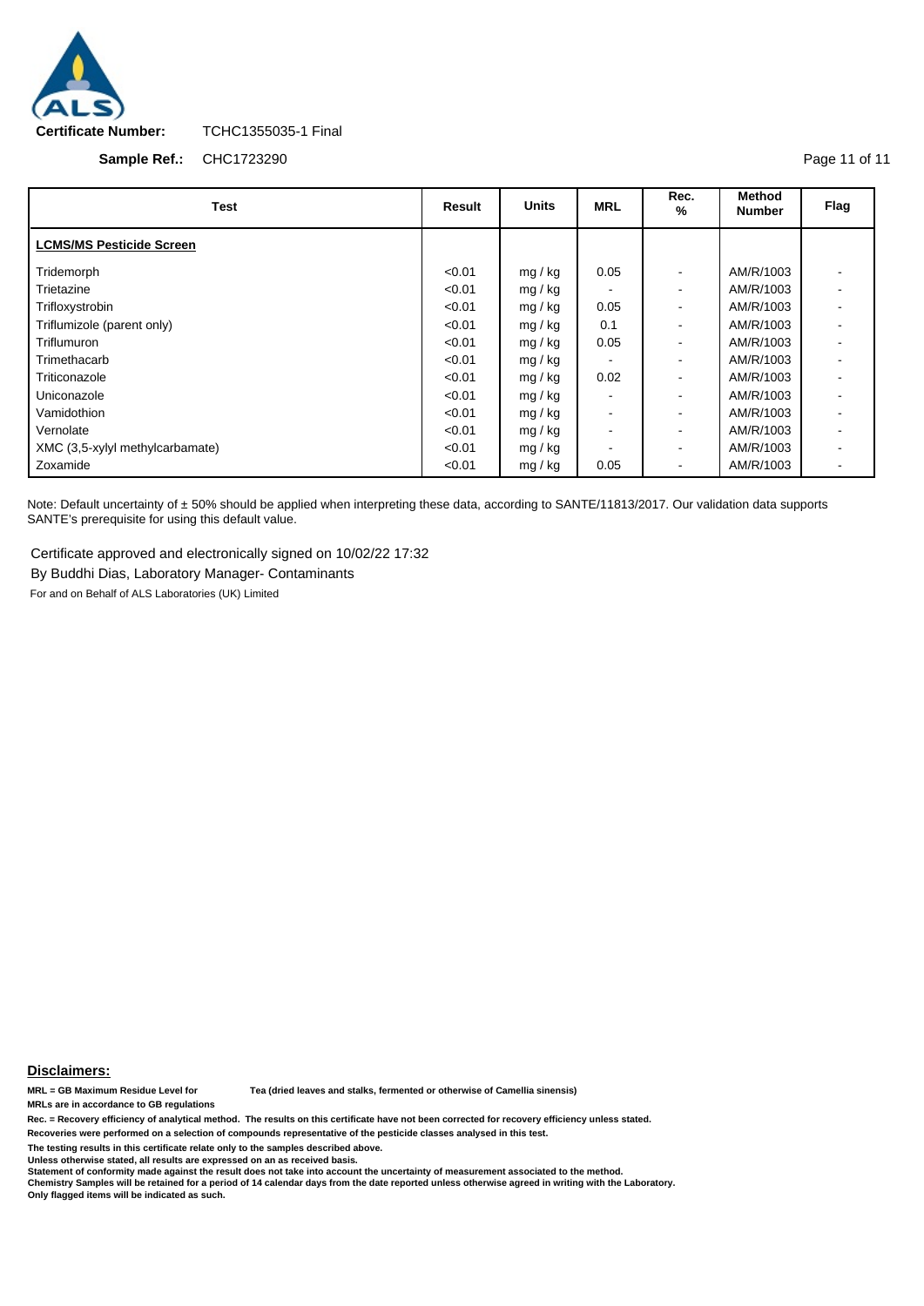**Certificate Number:** TCHC1355035-1 Final

**Sample Ref.:** CHC1723290

| Test | Result | Units | MRL | Rec. % | Method Number | Flag |
|---|---|---|---|---|---|---|
| **LCMS/MS Pesticide Screen** | | | | | | |
| Tridemorph | <0.01 | mg / kg | 0.05 | - | AM/R/1003 | - |
| Trietazine | <0.01 | mg / kg | - | - | AM/R/1003 | - |
| Trifloxystrobin | <0.01 | mg / kg | 0.05 | - | AM/R/1003 | - |
| Triflumizole (parent only) | <0.01 | mg / kg | 0.1 | - | AM/R/1003 | - |
| Triflumuron | <0.01 | mg / kg | 0.05 | - | AM/R/1003 | - |
| Trimethacarb | <0.01 | mg / kg | - | - | AM/R/1003 | - |
| Triticonazole | <0.01 | mg / kg | 0.02 | - | AM/R/1003 | - |
| Uniconazole | <0.01 | mg / kg | - | - | AM/R/1003 | - |
| Vamidothion | <0.01 | mg / kg | - | - | AM/R/1003 | - |
| Vernolate | <0.01 | mg / kg | - | - | AM/R/1003 | - |
| XMC (3,5-xylyl methylcarbamate) | <0.01 | mg / kg | - | - | AM/R/1003 | - |
| Zoxamide | <0.01 | mg / kg | 0.05 | - | AM/R/1003 | - |

Note: Default uncertainty of ± 50% should be applied when interpreting these data, according to SANTE/11813/2017. Our validation data supports SANTE's prerequisite for using this default value.

Certificate approved and electronically signed on 10/02/22 17:32

By Buddhi Dias, Laboratory Manager- Contaminants

For and on Behalf of ALS Laboratories (UK) Limited

**Disclaimers:**

**MRL = GB Maximum Residue Level for Tea (dried leaves and stalks, fermented or otherwise of Camellia sinensis)**

**MRLs are in accordance to GB regulations**

**Rec. = Recovery efficiency of analytical method. The results on this certificate have not been corrected for recovery efficiency unless stated.**

**Recoveries were performed on a selection of compounds representative of the pesticide classes analysed in this test.**

**The testing results in this certificate relate only to the samples described above.**

**Unless otherwise stated, all results are expressed on an as received basis.**

**Statement of conformity made against the result does not take into account the uncertainty of measurement associated to the method.**

**Chemistry Samples will be retained for a period of 14 calendar days from the date reported unless otherwise agreed in writing with the Laboratory.**

**Only flagged items will be indicated as such.**